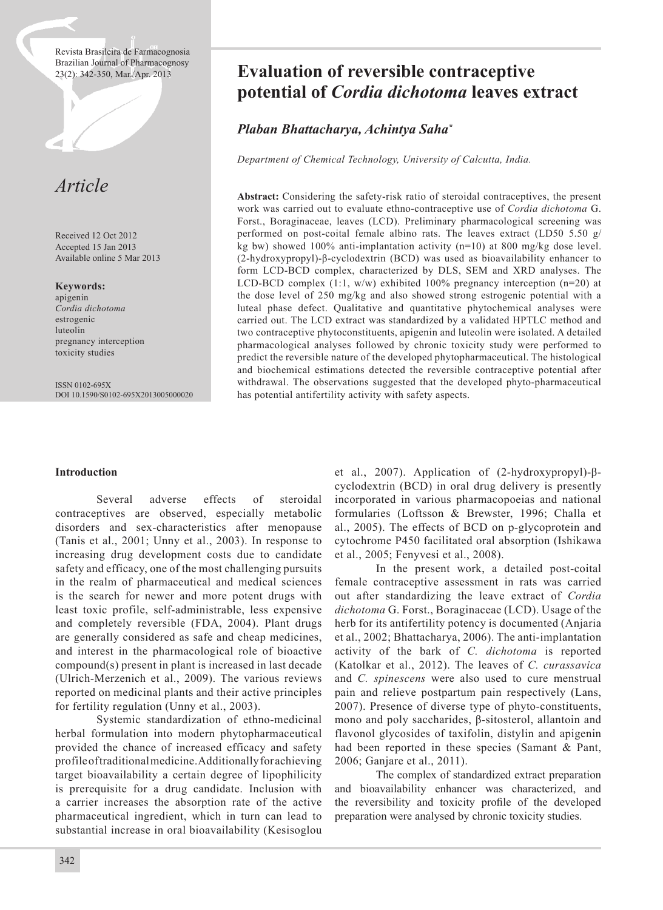# Evaluation of reversible contraceptive potential of *Cordia dichotoma* leaves extract

*Plaban Bhattacharya, Achintya Saha**

*Department of Chemical Technology, University of Calcutta, India.*

## Article

Received 12 Oct 2012
Accepted 15 Jan 2013
Available online 5 Mar 2013

**Keywords:**
apigenin
*Cordia dichotoma*
estrogenic
luteolin
pregnancy interception
toxicity studies

ISSN 0102-695X
DOI 10.1590/S0102-695X2013005000020

**Abstract:** Considering the safety-risk ratio of steroidal contraceptives, the present work was carried out to evaluate ethno-contraceptive use of *Cordia dichotoma* G. Forst., Boraginaceae, leaves (LCD). Preliminary pharmacological screening was performed on post-coital female albino rats. The leaves extract (LD50 5.50 g/kg bw) showed 100% anti-implantation activity (n=10) at 800 mg/kg dose level. (2-hydroxypropyl)-β-cyclodextrin (BCD) was used as bioavailability enhancer to form LCD-BCD complex, characterized by DLS, SEM and XRD analyses. The LCD-BCD complex (1:1, w/w) exhibited 100% pregnancy interception (n=20) at the dose level of 250 mg/kg and also showed strong estrogenic potential with a luteal phase defect. Qualitative and quantitative phytochemical analyses were carried out. The LCD extract was standardized by a validated HPTLC method and two contraceptive phytoconstituents, apigenin and luteolin were isolated. A detailed pharmacological analyses followed by chronic toxicity study were performed to predict the reversible nature of the developed phytopharmaceutical. The histological and biochemical estimations detected the reversible contraceptive potential after withdrawal. The observations suggested that the developed phyto-pharmaceutical has potential antifertility activity with safety aspects.

### Introduction

Several adverse effects of steroidal contraceptives are observed, especially metabolic disorders and sex-characteristics after menopause (Tanis et al., 2001; Unny et al., 2003). In response to increasing drug development costs due to candidate safety and efficacy, one of the most challenging pursuits in the realm of pharmaceutical and medical sciences is the search for newer and more potent drugs with least toxic profile, self-administrable, less expensive and completely reversible (FDA, 2004). Plant drugs are generally considered as safe and cheap medicines, and interest in the pharmacological role of bioactive compound(s) present in plant is increased in last decade (Ulrich-Merzenich et al., 2009). The various reviews reported on medicinal plants and their active principles for fertility regulation (Unny et al., 2003).

Systemic standardization of ethno-medicinal herbal formulation into modern phytopharmaceutical provided the chance of increased efficacy and safety profile of traditional medicine. Additionally for achieving target bioavailability a certain degree of lipophilicity is prerequisite for a drug candidate. Inclusion with a carrier increases the absorption rate of the active pharmaceutical ingredient, which in turn can lead to substantial increase in oral bioavailability (Kesisoglou et al., 2007). Application of (2-hydroxypropyl)-β-cyclodextrin (BCD) in oral drug delivery is presently incorporated in various pharmacopoeias and national formularies (Loftsson & Brewster, 1996; Challa et al., 2005). The effects of BCD on p-glycoprotein and cytochrome P450 facilitated oral absorption (Ishikawa et al., 2005; Fenyvesi et al., 2008).

In the present work, a detailed post-coital female contraceptive assessment in rats was carried out after standardizing the leave extract of *Cordia dichotoma* G. Forst., Boraginaceae (LCD). Usage of the herb for its antifertility potency is documented (Anjaria et al., 2002; Bhattacharya, 2006). The anti-implantation activity of the bark of *C. dichotoma* is reported (Katolkar et al., 2012). The leaves of *C. curassavica* and *C. spinescens* were also used to cure menstrual pain and relieve postpartum pain respectively (Lans, 2007). Presence of diverse type of phyto-constituents, mono and poly saccharides, β-sitosterol, allantoin and flavonol glycosides of taxifolin, distylin and apigenin had been reported in these species (Samant & Pant, 2006; Ganjare et al., 2011).

The complex of standardized extract preparation and bioavailability enhancer was characterized, and the reversibility and toxicity profile of the developed preparation were analysed by chronic toxicity studies.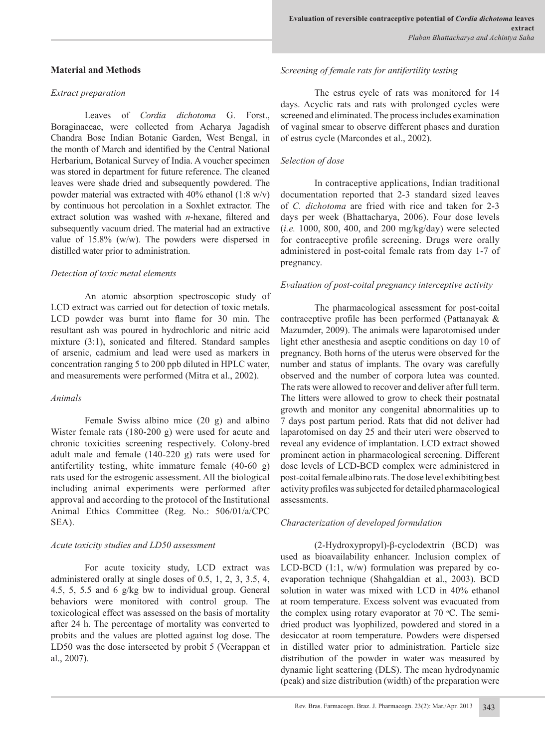## Material and Methods

### *Extract preparation*

Leaves of *Cordia dichotoma* G. Forst., Boraginaceae, were collected from Acharya Jagadish Chandra Bose Indian Botanic Garden, West Bengal, in the month of March and identified by the Central National Herbarium, Botanical Survey of India. A voucher specimen was stored in department for future reference. The cleaned leaves were shade dried and subsequently powdered. The powder material was extracted with 40% ethanol (1:8 w/v) by continuous hot percolation in a Soxhlet extractor. The extract solution was washed with *n*-hexane, filtered and subsequently vacuum dried. The material had an extractive value of 15.8% (w/w). The powders were dispersed in distilled water prior to administration.

### *Detection of toxic metal elements*

An atomic absorption spectroscopic study of LCD extract was carried out for detection of toxic metals. LCD powder was burnt into flame for 30 min. The resultant ash was poured in hydrochloric and nitric acid mixture (3:1), sonicated and filtered. Standard samples of arsenic, cadmium and lead were used as markers in concentration ranging 5 to 200 ppb diluted in HPLC water, and measurements were performed (Mitra et al., 2002).

### *Animals*

Female Swiss albino mice (20 g) and albino Wister female rats (180-200 g) were used for acute and chronic toxicities screening respectively. Colony-bred adult male and female (140-220 g) rats were used for antifertility testing, white immature female (40-60 g) rats used for the estrogenic assessment. All the biological including animal experiments were performed after approval and according to the protocol of the Institutional Animal Ethics Committee (Reg. No.: 506/01/a/CPC SEA).

### *Acute toxicity studies and LD50 assessment*

For acute toxicity study, LCD extract was administered orally at single doses of 0.5, 1, 2, 3, 3.5, 4, 4.5, 5, 5.5 and 6 g/kg bw to individual group. General behaviors were monitored with control group. The toxicological effect was assessed on the basis of mortality after 24 h. The percentage of mortality was converted to probits and the values are plotted against log dose. The LD50 was the dose intersected by probit 5 (Veerappan et al., 2007).

### *Screening of female rats for antifertility testing*

The estrus cycle of rats was monitored for 14 days. Acyclic rats and rats with prolonged cycles were screened and eliminated. The process includes examination of vaginal smear to observe different phases and duration of estrus cycle (Marcondes et al., 2002).

### *Selection of dose*

In contraceptive applications, Indian traditional documentation reported that 2-3 standard sized leaves of *C. dichotoma* are fried with rice and taken for 2-3 days per week (Bhattacharya, 2006). Four dose levels (*i.e.* 1000, 800, 400, and 200 mg/kg/day) were selected for contraceptive profile screening. Drugs were orally administered in post-coital female rats from day 1-7 of pregnancy.

### *Evaluation of post-coital pregnancy interceptive activity*

The pharmacological assessment for post-coital contraceptive profile has been performed (Pattanayak & Mazumder, 2009). The animals were laparotomised under light ether anesthesia and aseptic conditions on day 10 of pregnancy. Both horns of the uterus were observed for the number and status of implants. The ovary was carefully observed and the number of corpora lutea was counted. The rats were allowed to recover and deliver after full term. The litters were allowed to grow to check their postnatal growth and monitor any congenital abnormalities up to 7 days post partum period. Rats that did not deliver had laparotomised on day 25 and their uteri were observed to reveal any evidence of implantation. LCD extract showed prominent action in pharmacological screening. Different dose levels of LCD-BCD complex were administered in post-coital female albino rats. The dose level exhibiting best activity profiles was subjected for detailed pharmacological assessments.

### *Characterization of developed formulation*

(2-Hydroxypropyl)-β-cyclodextrin (BCD) was used as bioavailability enhancer. Inclusion complex of LCD-BCD (1:1, w/w) formulation was prepared by co-evaporation technique (Shahgaldian et al., 2003). BCD solution in water was mixed with LCD in 40% ethanol at room temperature. Excess solvent was evacuated from the complex using rotary evaporator at 70 $^{o}$C. The semi-dried product was lyophilized, powdered and stored in a desiccator at room temperature. Powders were dispersed in distilled water prior to administration. Particle size distribution of the powder in water was measured by dynamic light scattering (DLS). The mean hydrodynamic (peak) and size distribution (width) of the preparation were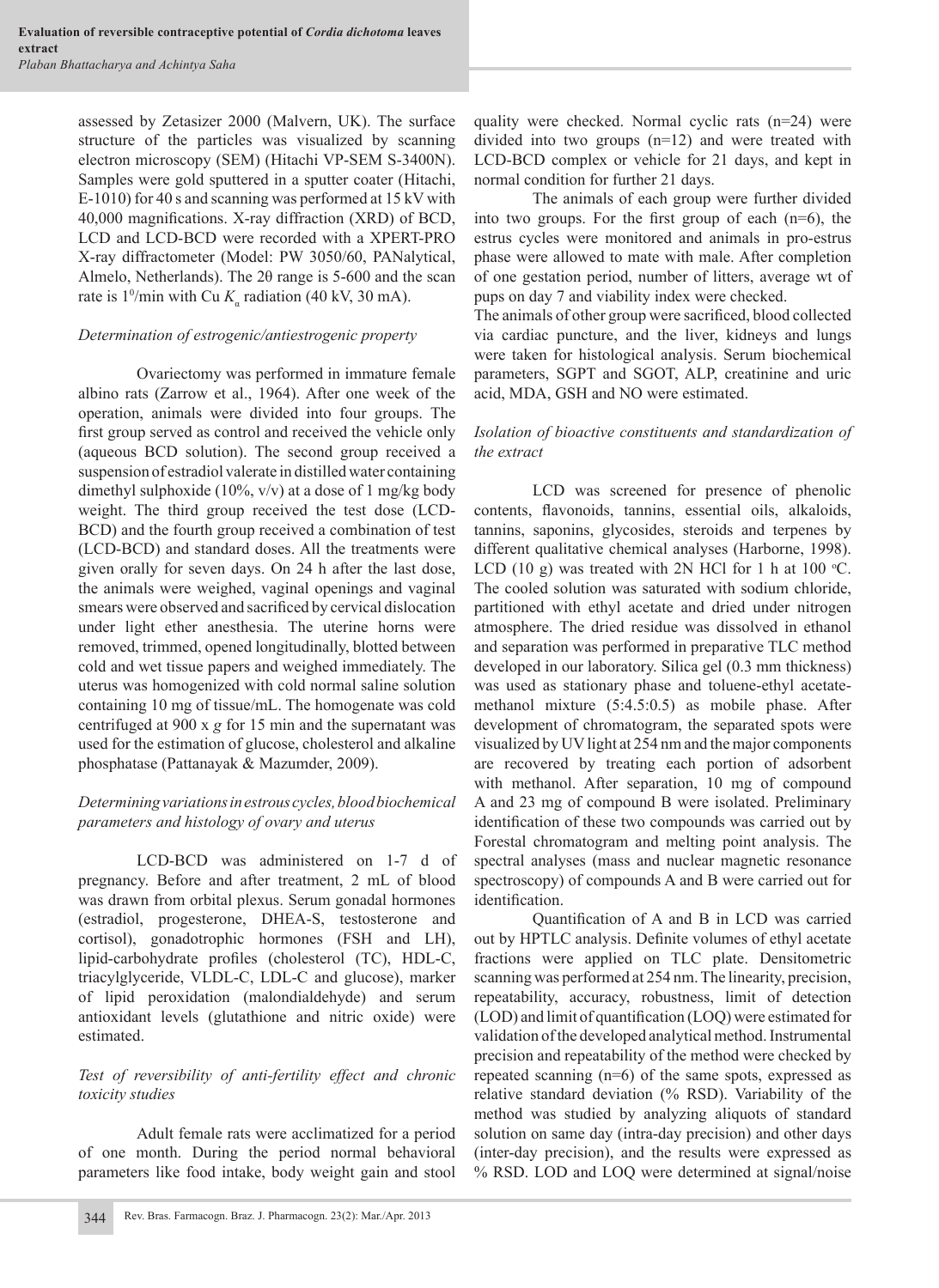assessed by Zetasizer 2000 (Malvern, UK). The surface structure of the particles was visualized by scanning electron microscopy (SEM) (Hitachi VP-SEM S-3400N). Samples were gold sputtered in a sputter coater (Hitachi, E-1010) for 40 s and scanning was performed at 15 kV with 40,000 magnifications. X-ray diffraction (XRD) of BCD, LCD and LCD-BCD were recorded with a XPERT-PRO X-ray diffractometer (Model: PW 3050/60, PANalytical, Almelo, Netherlands). The 2θ range is 5-600 and the scan rate is $1^0$/min with Cu $K_\alpha$ radiation (40 kV, 30 mA).

*Determination of estrogenic/antiestrogenic property*

Ovariectomy was performed in immature female albino rats (Zarrow et al., 1964). After one week of the operation, animals were divided into four groups. The first group served as control and received the vehicle only (aqueous BCD solution). The second group received a suspension of estradiol valerate in distilled water containing dimethyl sulphoxide (10%, v/v) at a dose of 1 mg/kg body weight. The third group received the test dose (LCD-BCD) and the fourth group received a combination of test (LCD-BCD) and standard doses. All the treatments were given orally for seven days. On 24 h after the last dose, the animals were weighed, vaginal openings and vaginal smears were observed and sacrificed by cervical dislocation under light ether anesthesia. The uterine horns were removed, trimmed, opened longitudinally, blotted between cold and wet tissue papers and weighed immediately. The uterus was homogenized with cold normal saline solution containing 10 mg of tissue/mL. The homogenate was cold centrifuged at 900 x *g* for 15 min and the supernatant was used for the estimation of glucose, cholesterol and alkaline phosphatase (Pattanayak & Mazumder, 2009).

*Determining variations in estrous cycles, blood biochemical parameters and histology of ovary and uterus*

LCD-BCD was administered on 1-7 d of pregnancy. Before and after treatment, 2 mL of blood was drawn from orbital plexus. Serum gonadal hormones (estradiol, progesterone, DHEA-S, testosterone and cortisol), gonadotrophic hormones (FSH and LH), lipid-carbohydrate profiles (cholesterol (TC), HDL-C, triacylglyceride, VLDL-C, LDL-C and glucose), marker of lipid peroxidation (malondialdehyde) and serum antioxidant levels (glutathione and nitric oxide) were estimated.

*Test of reversibility of anti-fertility effect and chronic toxicity studies*

Adult female rats were acclimatized for a period of one month. During the period normal behavioral parameters like food intake, body weight gain and stool quality were checked. Normal cyclic rats (n=24) were divided into two groups (n=12) and were treated with LCD-BCD complex or vehicle for 21 days, and kept in normal condition for further 21 days.

The animals of each group were further divided into two groups. For the first group of each (n=6), the estrus cycles were monitored and animals in pro-estrus phase were allowed to mate with male. After completion of one gestation period, number of litters, average wt of pups on day 7 and viability index were checked.

The animals of other group were sacrificed, blood collected via cardiac puncture, and the liver, kidneys and lungs were taken for histological analysis. Serum biochemical parameters, SGPT and SGOT, ALP, creatinine and uric acid, MDA, GSH and NO were estimated.

*Isolation of bioactive constituents and standardization of the extract*

LCD was screened for presence of phenolic contents, flavonoids, tannins, essential oils, alkaloids, tannins, saponins, glycosides, steroids and terpenes by different qualitative chemical analyses (Harborne, 1998). LCD (10 g) was treated with 2N HCl for 1 h at 100 °C. The cooled solution was saturated with sodium chloride, partitioned with ethyl acetate and dried under nitrogen atmosphere. The dried residue was dissolved in ethanol and separation was performed in preparative TLC method developed in our laboratory. Silica gel (0.3 mm thickness) was used as stationary phase and toluene-ethyl acetate-methanol mixture (5:4.5:0.5) as mobile phase. After development of chromatogram, the separated spots were visualized by UV light at 254 nm and the major components are recovered by treating each portion of adsorbent with methanol. After separation, 10 mg of compound A and 23 mg of compound B were isolated. Preliminary identification of these two compounds was carried out by Forestal chromatogram and melting point analysis. The spectral analyses (mass and nuclear magnetic resonance spectroscopy) of compounds A and B were carried out for identification.

Quantification of A and B in LCD was carried out by HPTLC analysis. Definite volumes of ethyl acetate fractions were applied on TLC plate. Densitometric scanning was performed at 254 nm. The linearity, precision, repeatability, accuracy, robustness, limit of detection (LOD) and limit of quantification (LOQ) were estimated for validation of the developed analytical method. Instrumental precision and repeatability of the method were checked by repeated scanning (n=6) of the same spots, expressed as relative standard deviation (% RSD). Variability of the method was studied by analyzing aliquots of standard solution on same day (intra-day precision) and other days (inter-day precision), and the results were expressed as % RSD. LOD and LOQ were determined at signal/noise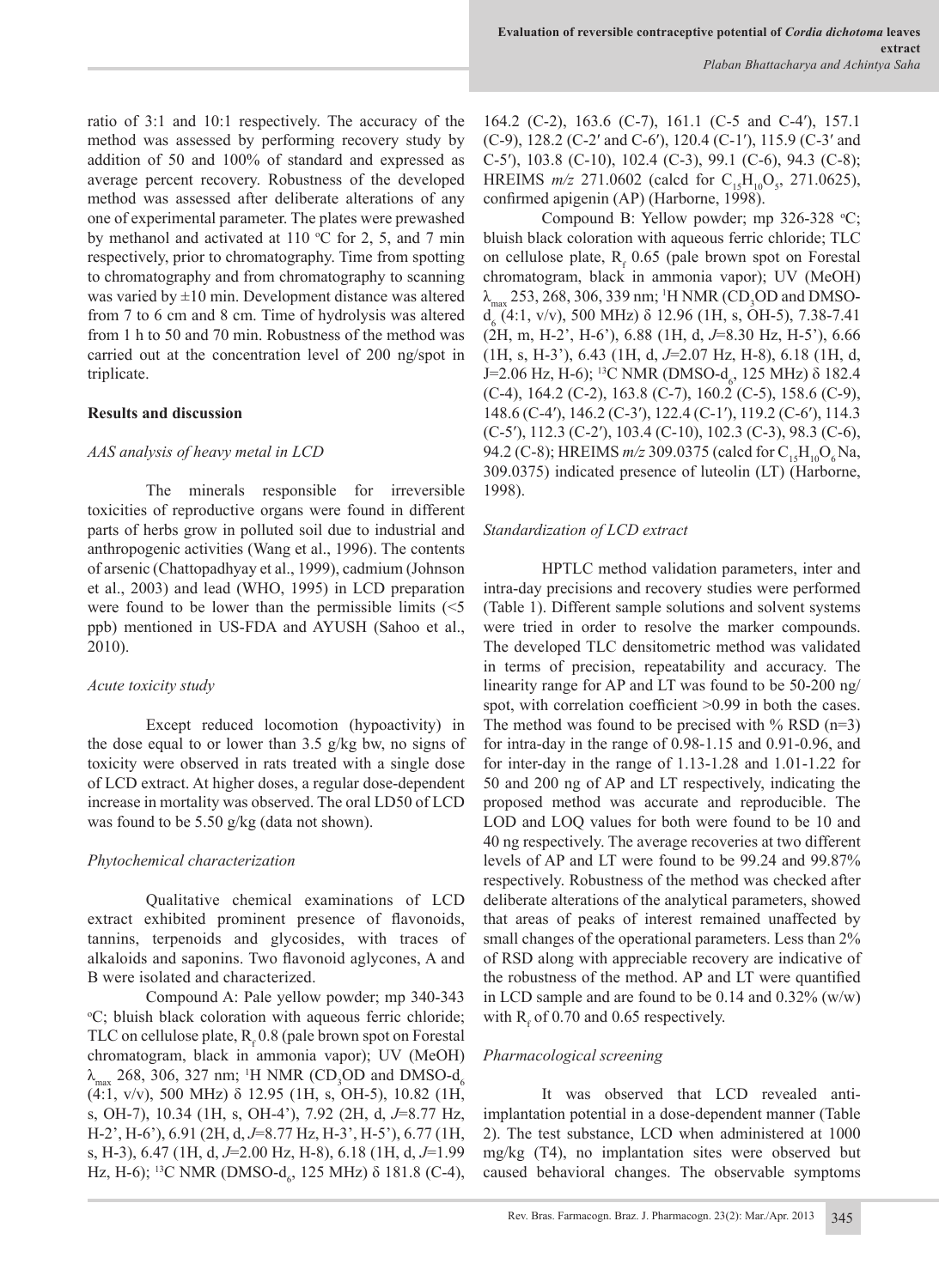ratio of 3:1 and 10:1 respectively. The accuracy of the method was assessed by performing recovery study by addition of 50 and 100% of standard and expressed as average percent recovery. Robustness of the developed method was assessed after deliberate alterations of any one of experimental parameter. The plates were prewashed by methanol and activated at 110 ºC for 2, 5, and 7 min respectively, prior to chromatography. Time from spotting to chromatography and from chromatography to scanning was varied by ±10 min. Development distance was altered from 7 to 6 cm and 8 cm. Time of hydrolysis was altered from 1 h to 50 and 70 min. Robustness of the method was carried out at the concentration level of 200 ng/spot in triplicate.

## Results and discussion

### *AAS analysis of heavy metal in LCD*

The minerals responsible for irreversible toxicities of reproductive organs were found in different parts of herbs grow in polluted soil due to industrial and anthropogenic activities (Wang et al., 1996). The contents of arsenic (Chattopadhyay et al., 1999), cadmium (Johnson et al., 2003) and lead (WHO, 1995) in LCD preparation were found to be lower than the permissible limits (<5 ppb) mentioned in US-FDA and AYUSH (Sahoo et al., 2010).

### *Acute toxicity study*

Except reduced locomotion (hypoactivity) in the dose equal to or lower than 3.5 g/kg bw, no signs of toxicity were observed in rats treated with a single dose of LCD extract. At higher doses, a regular dose-dependent increase in mortality was observed. The oral LD50 of LCD was found to be 5.50 g/kg (data not shown).

### *Phytochemical characterization*

Qualitative chemical examinations of LCD extract exhibited prominent presence of flavonoids, tannins, terpenoids and glycosides, with traces of alkaloids and saponins. Two flavonoid aglycones, A and B were isolated and characterized.

Compound A: Pale yellow powder; mp 340-343 ºC; bluish black coloration with aqueous ferric chloride; TLC on cellulose plate, $R_f$ 0.8 (pale brown spot on Forestal chromatogram, black in ammonia vapor); UV (MeOH) $\lambda_{max}$ 268, 306, 327 nm; $^1$H NMR ($CD_3OD$ and DMSO-$d_6$ (4:1, v/v), 500 MHz) δ 12.95 (1H, s, OH-5), 10.82 (1H, s, OH-7), 10.34 (1H, s, OH-4'), 7.92 (2H, d, *J*=8.77 Hz, H-2', H-6'), 6.91 (2H, d, *J*=8.77 Hz, H-3', H-5'), 6.77 (1H, s, H-3), 6.47 (1H, d, *J*=2.00 Hz, H-8), 6.18 (1H, d, *J*=1.99 Hz, H-6); $^{13}$C NMR (DMSO-$d_6$, 125 MHz) δ 181.8 (C-4), 164.2 (C-2), 163.6 (C-7), 161.1 (C-5 and C-4′), 157.1 (C-9), 128.2 (C-2′ and C-6′), 120.4 (C-1′), 115.9 (C-3′ and C-5′), 103.8 (C-10), 102.4 (C-3), 99.1 (C-6), 94.3 (C-8); HREIMS *m/z* 271.0602 (calcd for $C_{15}H_{10}O_5$, 271.0625), confirmed apigenin (AP) (Harborne, 1998).

Compound B: Yellow powder; mp 326-328 ºC; bluish black coloration with aqueous ferric chloride; TLC on cellulose plate, $R_f$ 0.65 (pale brown spot on Forestal chromatogram, black in ammonia vapor); UV (MeOH) $\lambda_{max}$ 253, 268, 306, 339 nm; $^1$H NMR ($CD_3OD$ and DMSO-$d_6$ (4:1, v/v), 500 MHz) δ 12.96 (1H, s, OH-5), 7.38-7.41 (2H, m, H-2', H-6'), 6.88 (1H, d, *J*=8.30 Hz, H-5'), 6.66 (1H, s, H-3'), 6.43 (1H, d, *J*=2.07 Hz, H-8), 6.18 (1H, d, J=2.06 Hz, H-6); $^{13}$C NMR (DMSO-$d_6$, 125 MHz) δ 182.4 (C-4), 164.2 (C-2), 163.8 (C-7), 160.2 (C-5), 158.6 (C-9), 148.6 (C-4′), 146.2 (C-3′), 122.4 (C-1′), 119.2 (C-6′), 114.3 (C-5′), 112.3 (C-2′), 103.4 (C-10), 102.3 (C-3), 98.3 (C-6), 94.2 (C-8); HREIMS *m/z* 309.0375 (calcd for $C_{15}H_{10}O_6Na$, 309.0375) indicated presence of luteolin (LT) (Harborne, 1998).

### *Standardization of LCD extract*

HPTLC method validation parameters, inter and intra-day precisions and recovery studies were performed (Table 1). Different sample solutions and solvent systems were tried in order to resolve the marker compounds. The developed TLC densitometric method was validated in terms of precision, repeatability and accuracy. The linearity range for AP and LT was found to be 50-200 ng/spot, with correlation coefficient >0.99 in both the cases. The method was found to be precised with % RSD (n=3) for intra-day in the range of 0.98-1.15 and 0.91-0.96, and for inter-day in the range of 1.13-1.28 and 1.01-1.22 for 50 and 200 ng of AP and LT respectively, indicating the proposed method was accurate and reproducible. The LOD and LOQ values for both were found to be 10 and 40 ng respectively. The average recoveries at two different levels of AP and LT were found to be 99.24 and 99.87% respectively. Robustness of the method was checked after deliberate alterations of the analytical parameters, showed that areas of peaks of interest remained unaffected by small changes of the operational parameters. Less than 2% of RSD along with appreciable recovery are indicative of the robustness of the method. AP and LT were quantified in LCD sample and are found to be 0.14 and 0.32% (w/w) with $R_f$ of 0.70 and 0.65 respectively.

### *Pharmacological screening*

It was observed that LCD revealed anti-implantation potential in a dose-dependent manner (Table 2). The test substance, LCD when administered at 1000 mg/kg (T4), no implantation sites were observed but caused behavioral changes. The observable symptoms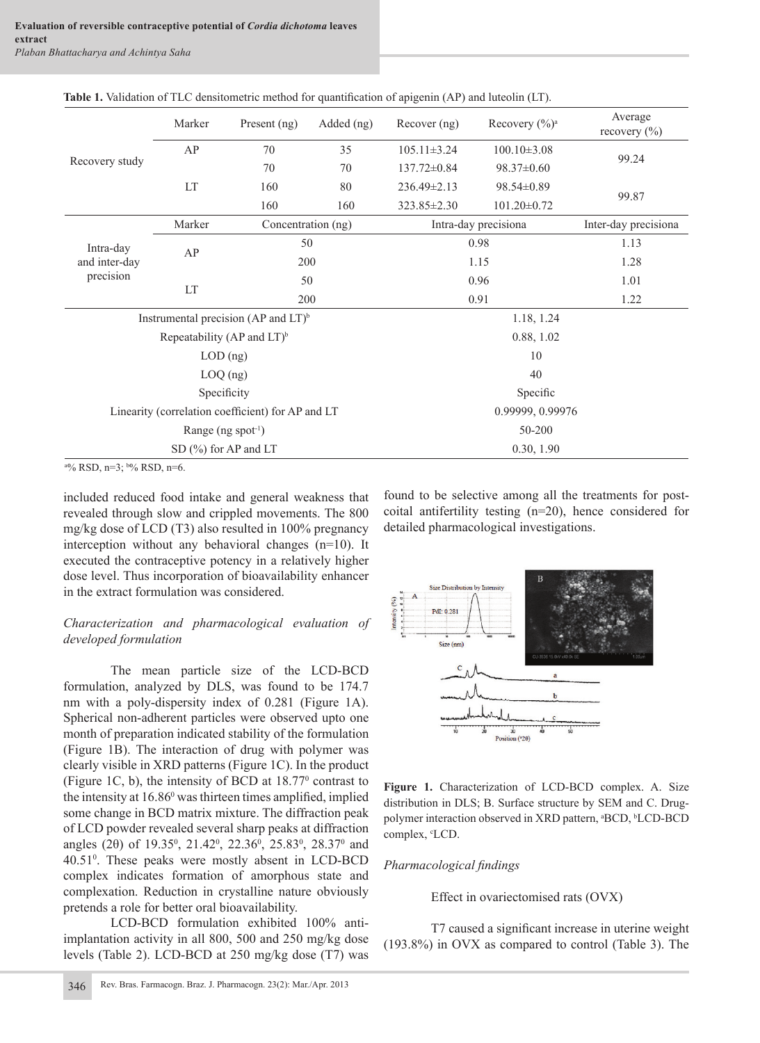**Table 1.** Validation of TLC densitometric method for quantification of apigenin (AP) and luteolin (LT).

| | Marker | Present (ng) | Added (ng) | Recover (ng) | Recovery (%)[a] | Average recovery (%) |
|---|---|---|---|---|---|---|
| Recovery study | AP | 70 | 35 | 105.11±3.24 | 100.10±3.08 | 99.24 |
| | | 70 | 70 | 137.72±0.84 | 98.37±0.60 | |
| | LT | 160 | 80 | 236.49±2.13 | 98.54±0.89 | 99.87 |
| | | 160 | 160 | 323.85±2.30 | 101.20±0.72 | |
| | Marker | Concentration (ng) | | Intra-day precision[a] | | Inter-day precision[a] |
| Intra-day and inter-day precision | AP | 50 | | 0.98 | | 1.13 |
| | | 200 | | 1.15 | | 1.28 |
| | LT | 50 | | 0.96 | | 1.01 |
| | | 200 | | 0.91 | | 1.22 |
| Instrumental precision (AP and LT)[b] | | | | 1.18, 1.24 | | |
| Repeatability (AP and LT)[b] | | | | 0.88, 1.02 | | |
| LOD (ng) | | | | 10 | | |
| LOQ (ng) | | | | 40 | | |
| Specificity | | | | Specific | | |
| Linearity (correlation coefficient) for AP and LT | | | | 0.99999, 0.99976 | | |
| Range (ng spot$^{-1}$) | | | | 50-200 | | |
| SD (%) for AP and LT | | | | 0.30, 1.90 | | |

[a]% RSD, n=3; [b]% RSD, n=6.

included reduced food intake and general weakness that revealed through slow and crippled movements. The 800 mg/kg dose of LCD (T3) also resulted in 100% pregnancy interception without any behavioral changes (n=10). It executed the contraceptive potency in a relatively higher dose level. Thus incorporation of bioavailability enhancer in the extract formulation was considered.

*Characterization and pharmacological evaluation of developed formulation*

The mean particle size of the LCD-BCD formulation, analyzed by DLS, was found to be 174.7 nm with a poly-dispersity index of 0.281 (Figure 1A). Spherical non-adherent particles were observed upto one month of preparation indicated stability of the formulation (Figure 1B). The interaction of drug with polymer was clearly visible in XRD patterns (Figure 1C). In the product (Figure 1C, b), the intensity of BCD at 18.77$^0$ contrast to the intensity at 16.86$^0$ was thirteen times amplified, implied some change in BCD matrix mixture. The diffraction peak of LCD powder revealed several sharp peaks at diffraction angles (2θ) of 19.35$^0$, 21.42$^0$, 22.36$^0$, 25.83$^0$, 28.37$^0$ and 40.51$^0$. These peaks were mostly absent in LCD-BCD complex indicates formation of amorphous state and complexation. Reduction in crystalline nature obviously pretends a role for better oral bioavailability.

LCD-BCD formulation exhibited 100% anti-implantation activity in all 800, 500 and 250 mg/kg dose levels (Table 2). LCD-BCD at 250 mg/kg dose (T7) was found to be selective among all the treatments for post-coital antifertility testing (n=20), hence considered for detailed pharmacological investigations.

**Figure 1.** Characterization of LCD-BCD complex. A. Size distribution in DLS; B. Surface structure by SEM and C. Drug-polymer interaction observed in XRD pattern, [a]BCD, [b]LCD-BCD complex, [c]LCD.

*Pharmacological findings*

Effect in ovariectomised rats (OVX)

T7 caused a significant increase in uterine weight (193.8%) in OVX as compared to control (Table 3). The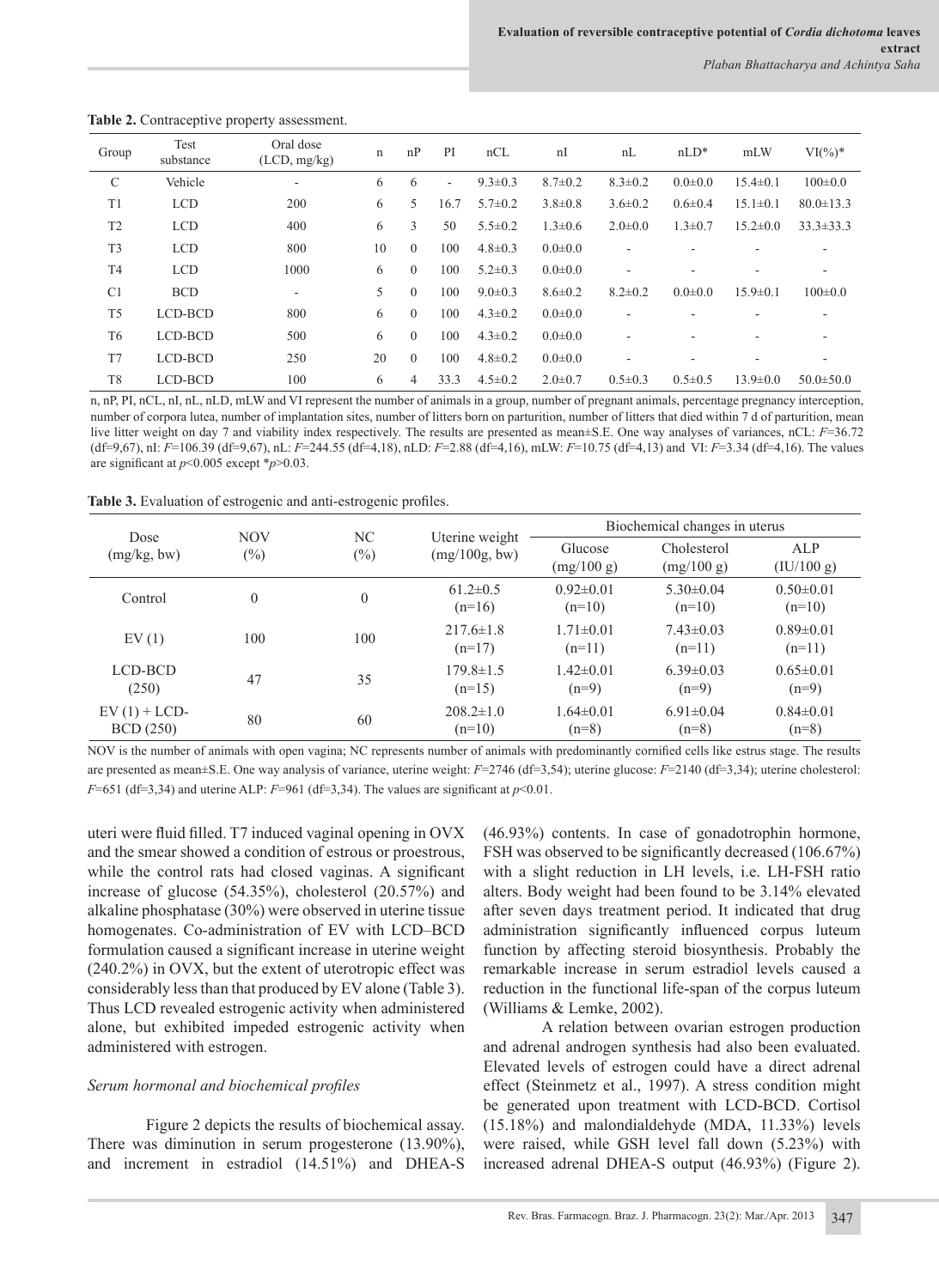**Table 2.** Contraceptive property assessment.

| Group | Test substance | Oral dose (LCD, mg/kg) | n | nP | PI | nCL | nI | nL | nLD* | mLW | VI(%)* |
|---|---|---|---|---|---|---|---|---|---|---|---|
| C | Vehicle | - | 6 | 6 | - | 9.3±0.3 | 8.7±0.2 | 8.3±0.2 | 0.0±0.0 | 15.4±0.1 | 100±0.0 |
| T1 | LCD | 200 | 6 | 5 | 16.7 | 5.7±0.2 | 3.8±0.8 | 3.6±0.2 | 0.6±0.4 | 15.1±0.1 | 80.0±13.3 |
| T2 | LCD | 400 | 6 | 3 | 50 | 5.5±0.2 | 1.3±0.6 | 2.0±0.0 | 1.3±0.7 | 15.2±0.0 | 33.3±33.3 |
| T3 | LCD | 800 | 10 | 0 | 100 | 4.8±0.3 | 0.0±0.0 | - | - | - | - |
| T4 | LCD | 1000 | 6 | 0 | 100 | 5.2±0.3 | 0.0±0.0 | - | - | - | - |
| C1 | BCD | - | 5 | 0 | 100 | 9.0±0.3 | 8.6±0.2 | 8.2±0.2 | 0.0±0.0 | 15.9±0.1 | 100±0.0 |
| T5 | LCD-BCD | 800 | 6 | 0 | 100 | 4.3±0.2 | 0.0±0.0 | - | - | - | - |
| T6 | LCD-BCD | 500 | 6 | 0 | 100 | 4.3±0.2 | 0.0±0.0 | - | - | - | - |
| T7 | LCD-BCD | 250 | 20 | 0 | 100 | 4.8±0.2 | 0.0±0.0 | - | - | - | - |
| T8 | LCD-BCD | 100 | 6 | 4 | 33.3 | 4.5±0.2 | 2.0±0.7 | 0.5±0.3 | 0.5±0.5 | 13.9±0.0 | 50.0±50.0 |

n, nP, PI, nCL, nI, nL, nLD, mLW and VI represent the number of animals in a group, number of pregnant animals, percentage pregnancy interception, number of corpora lutea, number of implantation sites, number of litters born on parturition, number of litters that died within 7 d of parturition, mean live litter weight on day 7 and viability index respectively. The results are presented as mean±S.E. One way analyses of variances, nCL: $F$=36.72 (df=9,67), nI: $F$=106.39 (df=9,67), nL: $F$=244.55 (df=4,18), nLD: $F$=2.88 (df=4,16), mLW: $F$=10.75 (df=4,13) and VI: $F$=3.34 (df=4,16). The values are significant at $p$<0.005 except *$p$>0.03.

**Table 3.** Evaluation of estrogenic and anti-estrogenic profiles.

| Dose (mg/kg, bw) | NOV (%) | NC (%) | Uterine weight (mg/100g, bw) | Biochemical changes in uterus | | |
|---|---|---|---|---|---|---|
| | | | | Glucose (mg/100 g) | Cholesterol (mg/100 g) | ALP (IU/100 g) |
| Control | 0 | 0 | 61.2±0.5 (n=16) | 0.92±0.01 (n=10) | 5.30±0.04 (n=10) | 0.50±0.01 (n=10) |
| EV (1) | 100 | 100 | 217.6±1.8 (n=17) | 1.71±0.01 (n=11) | 7.43±0.03 (n=11) | 0.89±0.01 (n=11) |
| LCD-BCD (250) | 47 | 35 | 179.8±1.5 (n=15) | 1.42±0.01 (n=9) | 6.39±0.03 (n=9) | 0.65±0.01 (n=9) |
| EV (1) + LCD-BCD (250) | 80 | 60 | 208.2±1.0 (n=10) | 1.64±0.01 (n=8) | 6.91±0.04 (n=8) | 0.84±0.01 (n=8) |

NOV is the number of animals with open vagina; NC represents number of animals with predominantly cornified cells like estrus stage. The results are presented as mean±S.E. One way analysis of variance, uterine weight: $F$=2746 (df=3,54); uterine glucose: $F$=2140 (df=3,34); uterine cholesterol: $F$=651 (df=3,34) and uterine ALP: $F$=961 (df=3,34). The values are significant at $p$<0.01.

uteri were fluid filled. T7 induced vaginal opening in OVX and the smear showed a condition of estrous or proestrous, while the control rats had closed vaginas. A significant increase of glucose (54.35%), cholesterol (20.57%) and alkaline phosphatase (30%) were observed in uterine tissue homogenates. Co-administration of EV with LCD–BCD formulation caused a significant increase in uterine weight (240.2%) in OVX, but the extent of uterotropic effect was considerably less than that produced by EV alone (Table 3). Thus LCD revealed estrogenic activity when administered alone, but exhibited impeded estrogenic activity when administered with estrogen.

### *Serum hormonal and biochemical profiles*

Figure 2 depicts the results of biochemical assay. There was diminution in serum progesterone (13.90%), and increment in estradiol (14.51%) and DHEA-S (46.93%) contents. In case of gonadotrophin hormone, FSH was observed to be significantly decreased (106.67%) with a slight reduction in LH levels, i.e. LH-FSH ratio alters. Body weight had been found to be 3.14% elevated after seven days treatment period. It indicated that drug administration significantly influenced corpus luteum function by affecting steroid biosynthesis. Probably the remarkable increase in serum estradiol levels caused a reduction in the functional life-span of the corpus luteum (Williams & Lemke, 2002).

A relation between ovarian estrogen production and adrenal androgen synthesis had also been evaluated. Elevated levels of estrogen could have a direct adrenal effect (Steinmetz et al., 1997). A stress condition might be generated upon treatment with LCD-BCD. Cortisol (15.18%) and malondialdehyde (MDA, 11.33%) levels were raised, while GSH level fall down (5.23%) with increased adrenal DHEA-S output (46.93%) (Figure 2).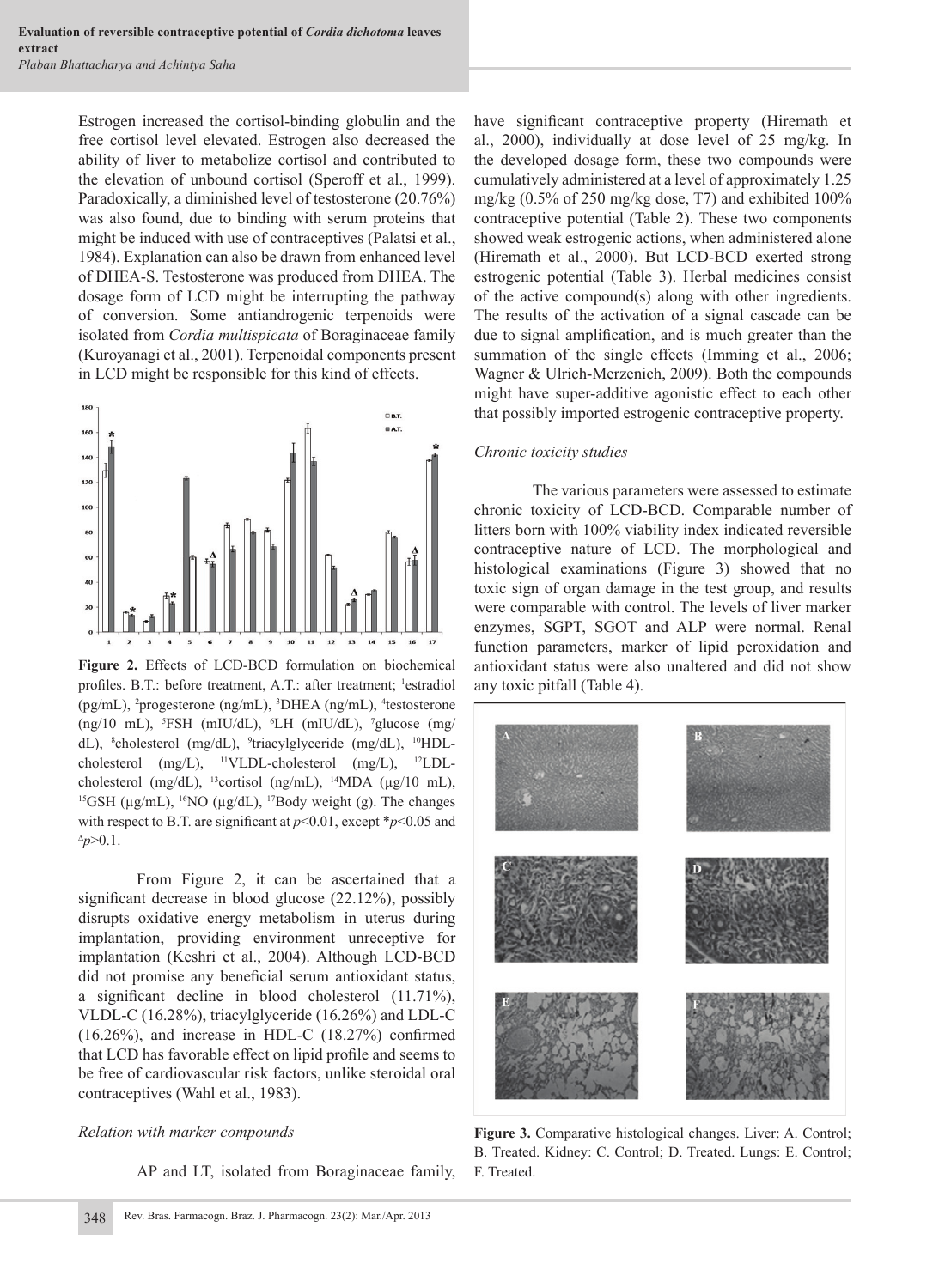Estrogen increased the cortisol-binding globulin and the free cortisol level elevated. Estrogen also decreased the ability of liver to metabolize cortisol and contributed to the elevation of unbound cortisol (Speroff et al., 1999). Paradoxically, a diminished level of testosterone (20.76%) was also found, due to binding with serum proteins that might be induced with use of contraceptives (Palatsi et al., 1984). Explanation can also be drawn from enhanced level of DHEA-S. Testosterone was produced from DHEA. The dosage form of LCD might be interrupting the pathway of conversion. Some antiandrogenic terpenoids were isolated from *Cordia multispicata* of Boraginaceae family (Kuroyanagi et al., 2001). Terpenoidal components present in LCD might be responsible for this kind of effects.

**Figure 2.** Effects of LCD-BCD formulation on biochemical profiles. B.T.: before treatment, A.T.: after treatment; [1]estradiol (pg/mL), [2]progesterone (ng/mL), [3]DHEA (ng/mL), [4]testosterone (ng/10 mL), [5]FSH (mIU/dL), [6]LH (mIU/dL), [7]glucose (mg/dL), [8]cholesterol (mg/dL), [9]triacylglyceride (mg/dL), [10]HDL-cholesterol (mg/L), [11]VLDL-cholesterol (mg/L), [12]LDL-cholesterol (mg/dL), [13]cortisol (ng/mL), [14]MDA (μg/10 mL), [15]GSH (μg/mL), [16]NO (μg/dL), [17]Body weight (g). The changes with respect to B.T. are significant at $p<0.01$, except \*$p<0.05$ and $^{\Delta}p>0.1$.

From Figure 2, it can be ascertained that a significant decrease in blood glucose (22.12%), possibly disrupts oxidative energy metabolism in uterus during implantation, providing environment unreceptive for implantation (Keshri et al., 2004). Although LCD-BCD did not promise any beneficial serum antioxidant status, a significant decline in blood cholesterol (11.71%), VLDL-C (16.28%), triacylglyceride (16.26%) and LDL-C (16.26%), and increase in HDL-C (18.27%) confirmed that LCD has favorable effect on lipid profile and seems to be free of cardiovascular risk factors, unlike steroidal oral contraceptives (Wahl et al., 1983).

*Relation with marker compounds*

AP and LT, isolated from Boraginaceae family, have significant contraceptive property (Hiremath et al., 2000), individually at dose level of 25 mg/kg. In the developed dosage form, these two compounds were cumulatively administered at a level of approximately 1.25 mg/kg (0.5% of 250 mg/kg dose, T7) and exhibited 100% contraceptive potential (Table 2). These two components showed weak estrogenic actions, when administered alone (Hiremath et al., 2000). But LCD-BCD exerted strong estrogenic potential (Table 3). Herbal medicines consist of the active compound(s) along with other ingredients. The results of the activation of a signal cascade can be due to signal amplification, and is much greater than the summation of the single effects (Imming et al., 2006; Wagner & Ulrich-Merzenich, 2009). Both the compounds might have super-additive agonistic effect to each other that possibly imported estrogenic contraceptive property.

*Chronic toxicity studies*

The various parameters were assessed to estimate chronic toxicity of LCD-BCD. Comparable number of litters born with 100% viability index indicated reversible contraceptive nature of LCD. The morphological and histological examinations (Figure 3) showed that no toxic sign of organ damage in the test group, and results were comparable with control. The levels of liver marker enzymes, SGPT, SGOT and ALP were normal. Renal function parameters, marker of lipid peroxidation and antioxidant status were also unaltered and did not show any toxic pitfall (Table 4).

**Figure 3.** Comparative histological changes. Liver: A. Control; B. Treated. Kidney: C. Control; D. Treated. Lungs: E. Control; F. Treated.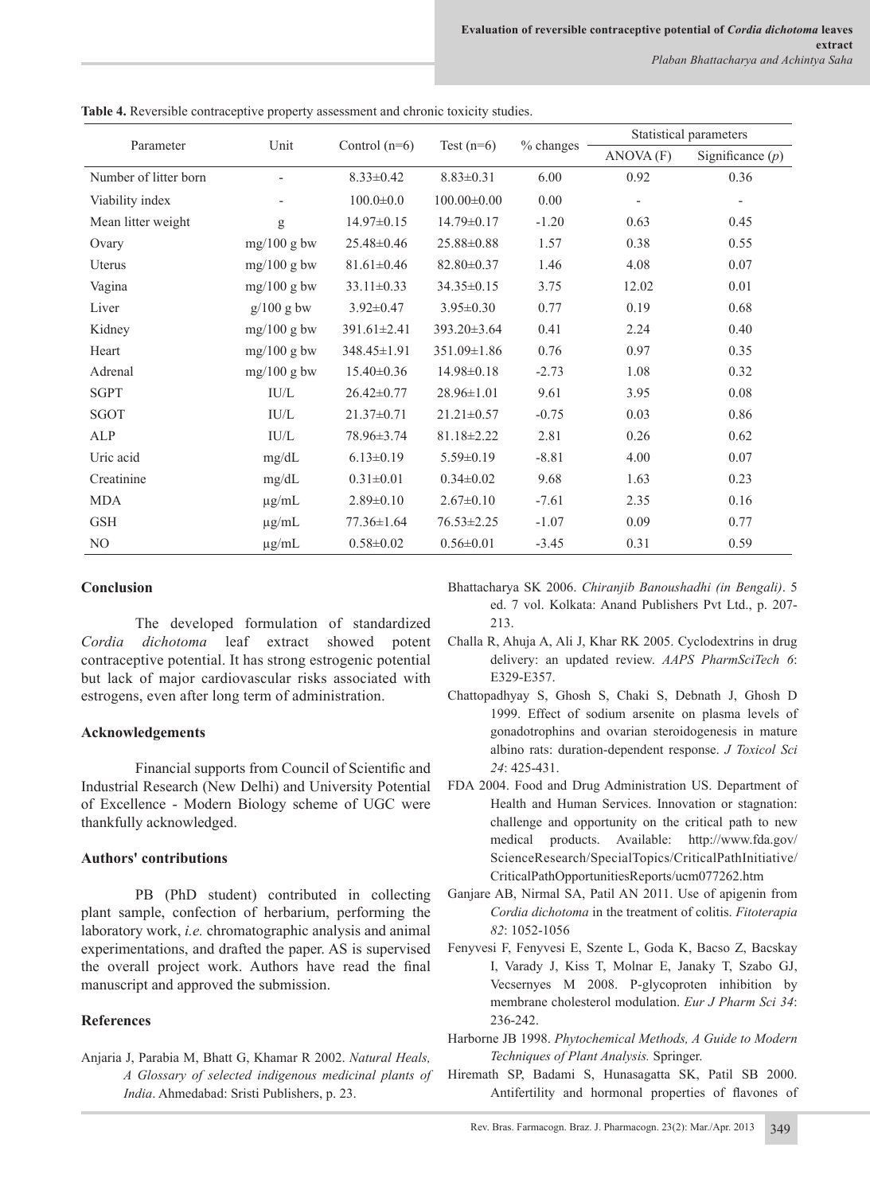**Table 4.** Reversible contraceptive property assessment and chronic toxicity studies.

| Parameter | Unit | Control (n=6) | Test (n=6) | % changes | Statistical parameters | |
|---|---|---|---|---|---|---|
| | | | | | ANOVA (F) | Significance ($p$) |
| Number of litter born | - | 8.33±0.42 | 8.83±0.31 | 6.00 | 0.92 | 0.36 |
| Viability index | - | 100.0±0.0 | 100.00±0.00 | 0.00 | - | - |
| Mean litter weight | g | 14.97±0.15 | 14.79±0.17 | -1.20 | 0.63 | 0.45 |
| Ovary | mg/100 g bw | 25.48±0.46 | 25.88±0.88 | 1.57 | 0.38 | 0.55 |
| Uterus | mg/100 g bw | 81.61±0.46 | 82.80±0.37 | 1.46 | 4.08 | 0.07 |
| Vagina | mg/100 g bw | 33.11±0.33 | 34.35±0.15 | 3.75 | 12.02 | 0.01 |
| Liver | g/100 g bw | 3.92±0.47 | 3.95±0.30 | 0.77 | 0.19 | 0.68 |
| Kidney | mg/100 g bw | 391.61±2.41 | 393.20±3.64 | 0.41 | 2.24 | 0.40 |
| Heart | mg/100 g bw | 348.45±1.91 | 351.09±1.86 | 0.76 | 0.97 | 0.35 |
| Adrenal | mg/100 g bw | 15.40±0.36 | 14.98±0.18 | -2.73 | 1.08 | 0.32 |
| SGPT | IU/L | 26.42±0.77 | 28.96±1.01 | 9.61 | 3.95 | 0.08 |
| SGOT | IU/L | 21.37±0.71 | 21.21±0.57 | -0.75 | 0.03 | 0.86 |
| ALP | IU/L | 78.96±3.74 | 81.18±2.22 | 2.81 | 0.26 | 0.62 |
| Uric acid | mg/dL | 6.13±0.19 | 5.59±0.19 | -8.81 | 4.00 | 0.07 |
| Creatinine | mg/dL | 0.31±0.01 | 0.34±0.02 | 9.68 | 1.63 | 0.23 |
| MDA | μg/mL | 2.89±0.10 | 2.67±0.10 | -7.61 | 2.35 | 0.16 |
| GSH | μg/mL | 77.36±1.64 | 76.53±2.25 | -1.07 | 0.09 | 0.77 |
| NO | μg/mL | 0.58±0.02 | 0.56±0.01 | -3.45 | 0.31 | 0.59 |

## Conclusion

The developed formulation of standardized *Cordia dichotoma* leaf extract showed potent contraceptive potential. It has strong estrogenic potential but lack of major cardiovascular risks associated with estrogens, even after long term of administration.

## Acknowledgements

Financial supports from Council of Scientific and Industrial Research (New Delhi) and University Potential of Excellence - Modern Biology scheme of UGC were thankfully acknowledged.

## Authors' contributions

PB (PhD student) contributed in collecting plant sample, confection of herbarium, performing the laboratory work, *i.e.* chromatographic analysis and animal experimentations, and drafted the paper. AS is supervised the overall project work. Authors have read the final manuscript and approved the submission.

## References

Anjaria J, Parabia M, Bhatt G, Khamar R 2002. *Natural Heals, A Glossary of selected indigenous medicinal plants of India*. Ahmedabad: Sristi Publishers, p. 23.

Bhattacharya SK 2006. *Chiranjib Banoushadhi (in Bengali)*. 5 ed. 7 vol. Kolkata: Anand Publishers Pvt Ltd., p. 207-213.

Challa R, Ahuja A, Ali J, Khar RK 2005. Cyclodextrins in drug delivery: an updated review. *AAPS PharmSciTech 6*: E329-E357.

Chattopadhyay S, Ghosh S, Chaki S, Debnath J, Ghosh D 1999. Effect of sodium arsenite on plasma levels of gonadotrophins and ovarian steroidogenesis in mature albino rats: duration-dependent response. *J Toxicol Sci 24*: 425-431.

FDA 2004. Food and Drug Administration US. Department of Health and Human Services. Innovation or stagnation: challenge and opportunity on the critical path to new medical products. Available: http://www.fda.gov/ScienceResearch/SpecialTopics/CriticalPathInitiative/CriticalPathOpportunitiesReports/ucm077262.htm

Ganjare AB, Nirmal SA, Patil AN 2011. Use of apigenin from *Cordia dichotoma* in the treatment of colitis. *Fitoterapia 82*: 1052-1056

Fenyvesi F, Fenyvesi E, Szente L, Goda K, Bacso Z, Bacskay I, Varady J, Kiss T, Molnar E, Janaky T, Szabo GJ, Vecsernyes M 2008. P-glycoprotein inhibition by membrane cholesterol modulation. *Eur J Pharm Sci 34*: 236-242.

Harborne JB 1998. *Phytochemical Methods, A Guide to Modern Techniques of Plant Analysis.* Springer.

Hiremath SP, Badami S, Hunasagatta SK, Patil SB 2000. Antifertility and hormonal properties of flavones of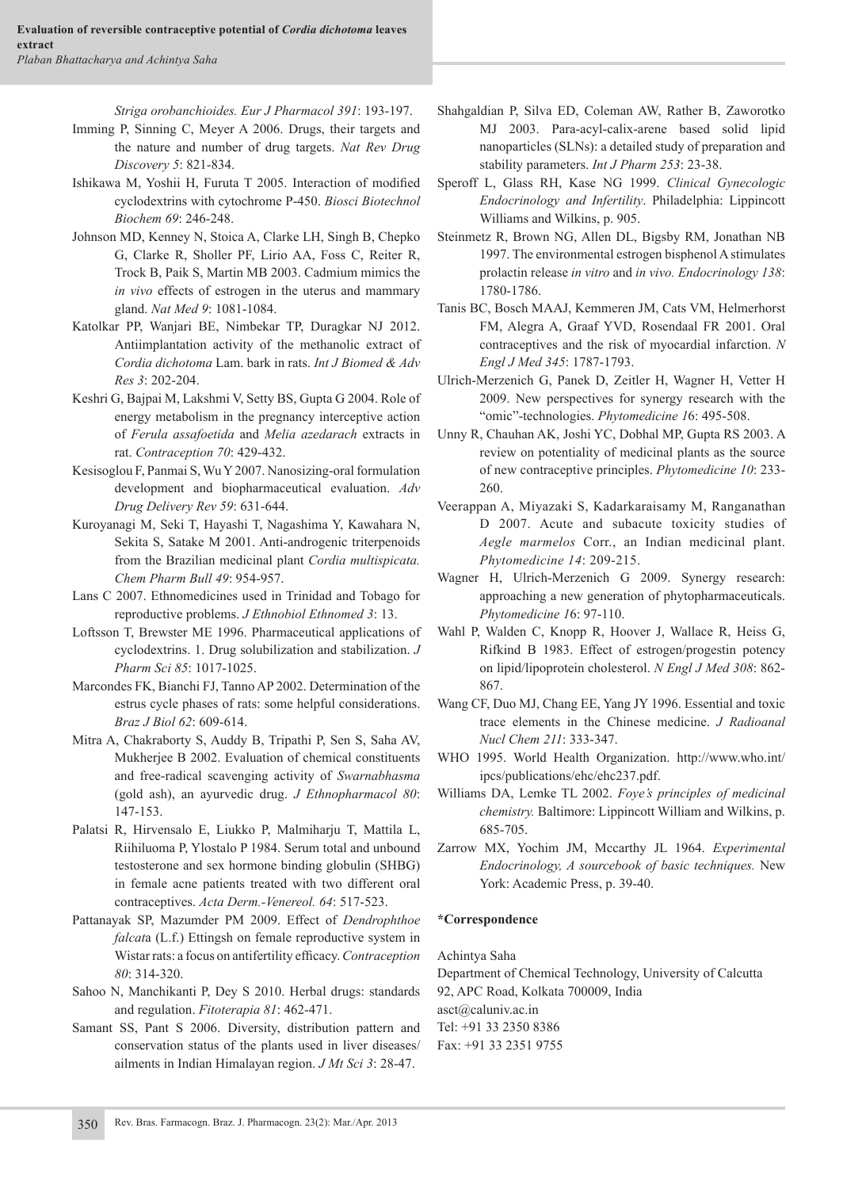*Striga orobanchioides. Eur J Pharmacol 391*: 193-197.

Imming P, Sinning C, Meyer A 2006. Drugs, their targets and the nature and number of drug targets. *Nat Rev Drug Discovery 5*: 821-834.

Ishikawa M, Yoshii H, Furuta T 2005. Interaction of modified cyclodextrins with cytochrome P-450. *Biosci Biotechnol Biochem 69*: 246-248.

Johnson MD, Kenney N, Stoica A, Clarke LH, Singh B, Chepko G, Clarke R, Sholler PF, Lirio AA, Foss C, Reiter R, Trock B, Paik S, Martin MB 2003. Cadmium mimics the *in vivo* effects of estrogen in the uterus and mammary gland. *Nat Med 9*: 1081-1084.

Katolkar PP, Wanjari BE, Nimbekar TP, Duragkar NJ 2012. Antiimplantation activity of the methanolic extract of *Cordia dichotoma* Lam. bark in rats. *Int J Biomed & Adv Res 3*: 202-204.

Keshri G, Bajpai M, Lakshmi V, Setty BS, Gupta G 2004. Role of energy metabolism in the pregnancy interceptive action of *Ferula assafoetida* and *Melia azedarach* extracts in rat. *Contraception 70*: 429-432.

Kesisoglou F, Panmai S, Wu Y 2007. Nanosizing-oral formulation development and biopharmaceutical evaluation. *Adv Drug Delivery Rev 59*: 631-644.

Kuroyanagi M, Seki T, Hayashi T, Nagashima Y, Kawahara N, Sekita S, Satake M 2001. Anti-androgenic triterpenoids from the Brazilian medicinal plant *Cordia multispicata. Chem Pharm Bull 49*: 954-957.

Lans C 2007. Ethnomedicines used in Trinidad and Tobago for reproductive problems. *J Ethnobiol Ethnomed 3*: 13.

Loftsson T, Brewster ME 1996. Pharmaceutical applications of cyclodextrins. 1. Drug solubilization and stabilization. *J Pharm Sci 85*: 1017-1025.

Marcondes FK, Bianchi FJ, Tanno AP 2002. Determination of the estrus cycle phases of rats: some helpful considerations. *Braz J Biol 62*: 609-614.

Mitra A, Chakraborty S, Auddy B, Tripathi P, Sen S, Saha AV, Mukherjee B 2002. Evaluation of chemical constituents and free-radical scavenging activity of *Swarnabhasma* (gold ash), an ayurvedic drug. *J Ethnopharmacol 80*: 147-153.

Palatsi R, Hirvensalo E, Liukko P, Malmiharju T, Mattila L, Riihiluoma P, Ylostalo P 1984. Serum total and unbound testosterone and sex hormone binding globulin (SHBG) in female acne patients treated with two different oral contraceptives. *Acta Derm.-Venereol. 64*: 517-523.

Pattanayak SP, Mazumder PM 2009. Effect of *Dendrophthoe falcat*a (L.f.) Ettingsh on female reproductive system in Wistar rats: a focus on antifertility efficacy. *Contraception 80*: 314-320.

Sahoo N, Manchikanti P, Dey S 2010. Herbal drugs: standards and regulation. *Fitoterapia 81*: 462-471.

Samant SS, Pant S 2006. Diversity, distribution pattern and conservation status of the plants used in liver diseases/ailments in Indian Himalayan region. *J Mt Sci 3*: 28-47.

Shahgaldian P, Silva ED, Coleman AW, Rather B, Zaworotko MJ 2003. Para-acyl-calix-arene based solid lipid nanoparticles (SLNs): a detailed study of preparation and stability parameters. *Int J Pharm 253*: 23-38.

Speroff L, Glass RH, Kase NG 1999. *Clinical Gynecologic Endocrinology and Infertility*. Philadelphia: Lippincott Williams and Wilkins, p. 905.

Steinmetz R, Brown NG, Allen DL, Bigsby RM, Jonathan NB 1997. The environmental estrogen bisphenol A stimulates prolactin release *in vitro* and *in vivo. Endocrinology 138*: 1780-1786.

Tanis BC, Bosch MAAJ, Kemmeren JM, Cats VM, Helmerhorst FM, Alegra A, Graaf YVD, Rosendaal FR 2001. Oral contraceptives and the risk of myocardial infarction. *N Engl J Med 345*: 1787-1793.

Ulrich-Merzenich G, Panek D, Zeitler H, Wagner H, Vetter H 2009. New perspectives for synergy research with the "omic"-technologies. *Phytomedicine 16*: 495-508.

Unny R, Chauhan AK, Joshi YC, Dobhal MP, Gupta RS 2003. A review on potentiality of medicinal plants as the source of new contraceptive principles. *Phytomedicine 10*: 233-260.

Veerappan A, Miyazaki S, Kadarkaraisamy M, Ranganathan D 2007. Acute and subacute toxicity studies of *Aegle marmelos* Corr., an Indian medicinal plant. *Phytomedicine 14*: 209-215.

Wagner H, Ulrich-Merzenich G 2009. Synergy research: approaching a new generation of phytopharmaceuticals. *Phytomedicine 16*: 97-110.

Wahl P, Walden C, Knopp R, Hoover J, Wallace R, Heiss G, Rifkind B 1983. Effect of estrogen/progestin potency on lipid/lipoprotein cholesterol. *N Engl J Med 308*: 862-867.

Wang CF, Duo MJ, Chang EE, Yang JY 1996. Essential and toxic trace elements in the Chinese medicine. *J Radioanal Nucl Chem 211*: 333-347.

WHO 1995. World Health Organization. http://www.who.int/ipcs/publications/ehc/ehc237.pdf.

Williams DA, Lemke TL 2002. *Foye's principles of medicinal chemistry.* Baltimore: Lippincott William and Wilkins, p. 685-705.

Zarrow MX, Yochim JM, Mccarthy JL 1964. *Experimental Endocrinology, A sourcebook of basic techniques.* New York: Academic Press, p. 39-40.

**\*Correspondence**

Achintya Saha  
Department of Chemical Technology, University of Calcutta  
92, APC Road, Kolkata 700009, India  
asct@caluniv.ac.in  
Tel: +91 33 2350 8386  
Fax: +91 33 2351 9755